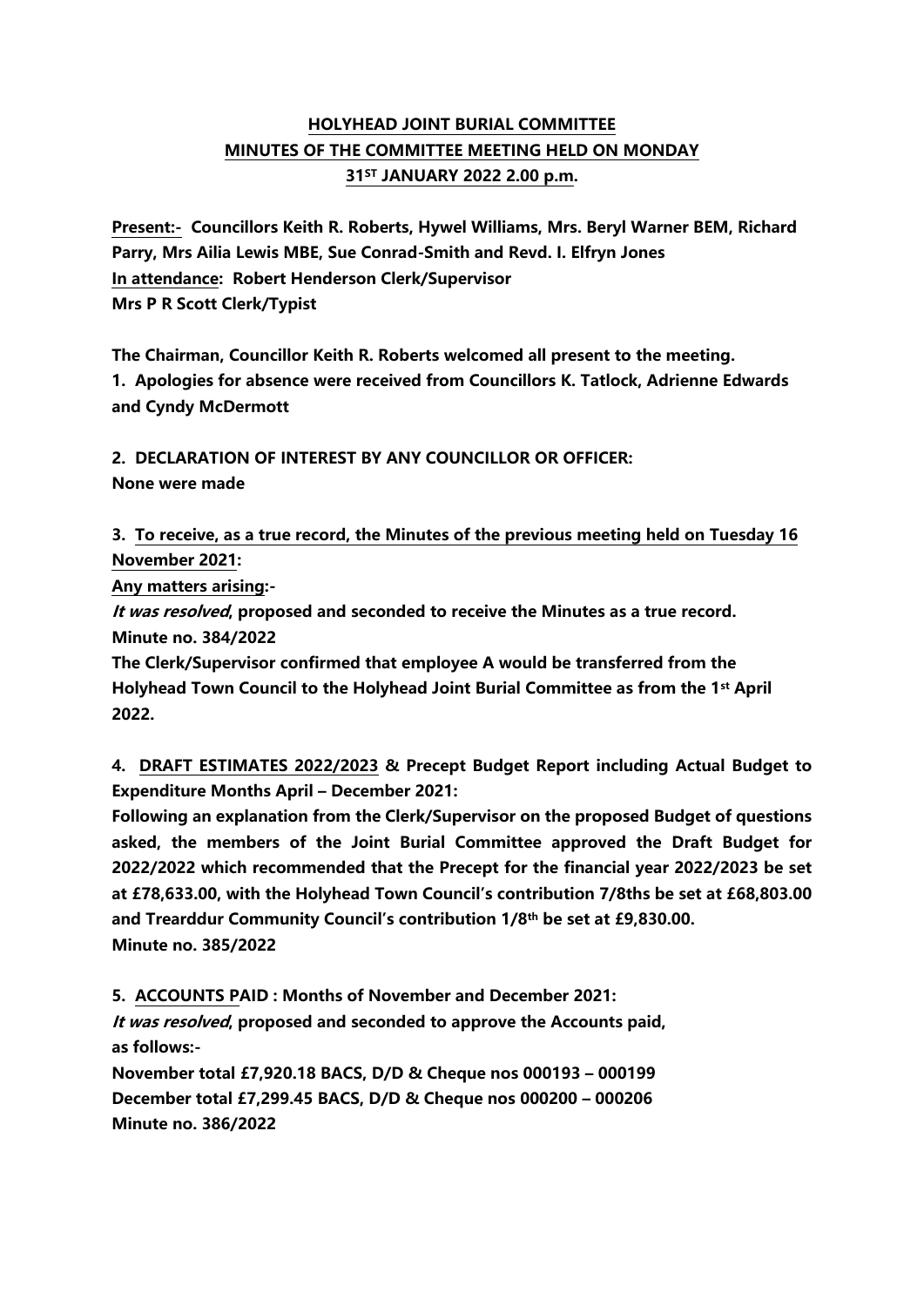## HOLYHEAD JOINT BURIAL COMMITTEE
## MINUTES OF THE COMMITTEE MEETING HELD ON MONDAY 31ST JANUARY 2022 2.00 p.m.

**Present:- Councillors Keith R. Roberts, Hywel Williams, Mrs. Beryl Warner BEM, Richard Parry, Mrs Ailia Lewis MBE, Sue Conrad-Smith and Revd. I. Elfryn Jones**
**In attendance: Robert Henderson Clerk/Supervisor**
**Mrs P R Scott Clerk/Typist**

**The Chairman, Councillor Keith R. Roberts welcomed all present to the meeting.**

**1. Apologies for absence were received from Councillors K. Tatlock, Adrienne Edwards and Cyndy McDermott**

**2. DECLARATION OF INTEREST BY ANY COUNCILLOR OR OFFICER:**
**None were made**

**3. To receive, as a true record, the Minutes of the previous meeting held on Tuesday 16 November 2021:**

**Any matters arising:-**

***It was resolved*, proposed and seconded to receive the Minutes as a true record.**
**Minute no. 384/2022**

**The Clerk/Supervisor confirmed that employee A would be transferred from the Holyhead Town Council to the Holyhead Joint Burial Committee as from the 1st April 2022.**

**4. DRAFT ESTIMATES 2022/2023 & Precept Budget Report including Actual Budget to Expenditure Months April – December 2021:**

**Following an explanation from the Clerk/Supervisor on the proposed Budget of questions asked, the members of the Joint Burial Committee approved the Draft Budget for 2022/2022 which recommended that the Precept for the financial year 2022/2023 be set at £78,633.00, with the Holyhead Town Council's contribution 7/8ths be set at £68,803.00 and Trearddur Community Council's contribution 1/8th be set at £9,830.00.**
**Minute no. 385/2022**

**5. ACCOUNTS PAID : Months of November and December 2021:**

***It was resolved*, proposed and seconded to approve the Accounts paid, as follows:-**

**November total £7,920.18 BACS, D/D & Cheque nos 000193 – 000199**
**December total £7,299.45 BACS, D/D & Cheque nos 000200 – 000206**
**Minute no. 386/2022**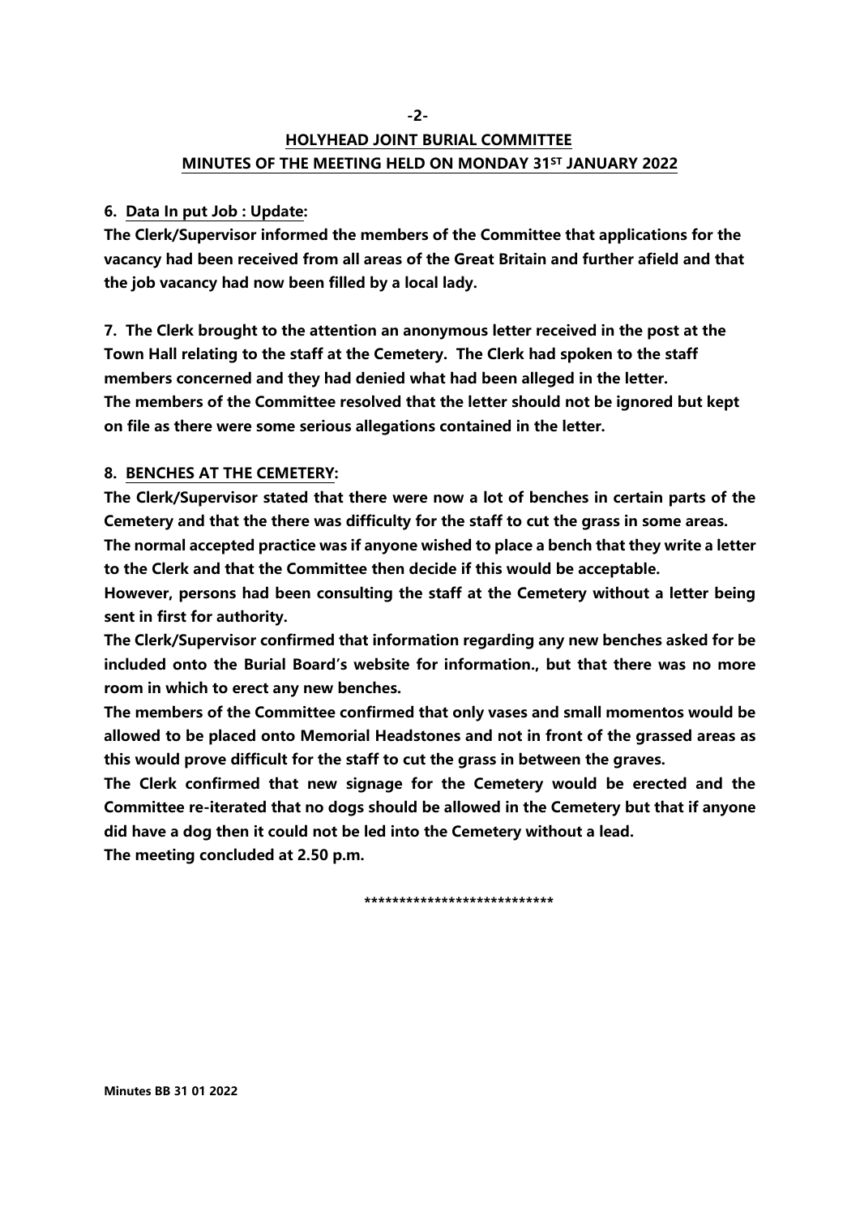**HOLYHEAD JOINT BURIAL COMMITTEE**
**MINUTES OF THE MEETING HELD ON MONDAY 31ST JANUARY 2022**

**6. Data In put Job : Update:**
**The Clerk/Supervisor informed the members of the Committee that applications for the vacancy had been received from all areas of the Great Britain and further afield and that the job vacancy had now been filled by a local lady.**

**7. The Clerk brought to the attention an anonymous letter received in the post at the Town Hall relating to the staff at the Cemetery. The Clerk had spoken to the staff members concerned and they had denied what had been alleged in the letter.**
**The members of the Committee resolved that the letter should not be ignored but kept on file as there were some serious allegations contained in the letter.**

**8. BENCHES AT THE CEMETERY:**
**The Clerk/Supervisor stated that there were now a lot of benches in certain parts of the Cemetery and that the there was difficulty for the staff to cut the grass in some areas.**
**The normal accepted practice was if anyone wished to place a bench that they write a letter to the Clerk and that the Committee then decide if this would be acceptable.**
**However, persons had been consulting the staff at the Cemetery without a letter being sent in first for authority.**
**The Clerk/Supervisor confirmed that information regarding any new benches asked for be included onto the Burial Board's website for information., but that there was no more room in which to erect any new benches.**
**The members of the Committee confirmed that only vases and small momentos would be allowed to be placed onto Memorial Headstones and not in front of the grassed areas as this would prove difficult for the staff to cut the grass in between the graves.**
**The Clerk confirmed that new signage for the Cemetery would be erected and the Committee re-iterated that no dogs should be allowed in the Cemetery but that if anyone did have a dog then it could not be led into the Cemetery without a lead.**
**The meeting concluded at 2.50 p.m.**

***************************